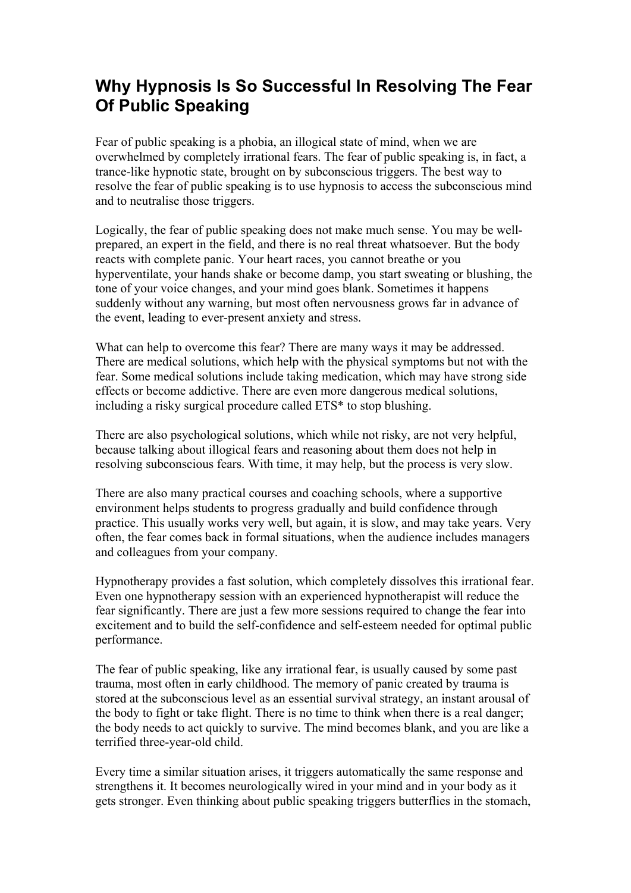# Why Hypnosis Is So Successful In Resolving The Fear Of Public Speaking

Fear of public speaking is a phobia, an illogical state of mind, when we are overwhelmed by completely irrational fears. The fear of public speaking is, in fact, a trance-like hypnotic state, brought on by subconscious triggers. The best way to resolve the fear of public speaking is to use hypnosis to access the subconscious mind and to neutralise those triggers.

Logically, the fear of public speaking does not make much sense. You may be well-prepared, an expert in the field, and there is no real threat whatsoever. But the body reacts with complete panic. Your heart races, you cannot breathe or you hyperventilate, your hands shake or become damp, you start sweating or blushing, the tone of your voice changes, and your mind goes blank. Sometimes it happens suddenly without any warning, but most often nervousness grows far in advance of the event, leading to ever-present anxiety and stress.

What can help to overcome this fear? There are many ways it may be addressed. There are medical solutions, which help with the physical symptoms but not with the fear. Some medical solutions include taking medication, which may have strong side effects or become addictive. There are even more dangerous medical solutions, including a risky surgical procedure called ETS* to stop blushing.

There are also psychological solutions, which while not risky, are not very helpful, because talking about illogical fears and reasoning about them does not help in resolving subconscious fears. With time, it may help, but the process is very slow.

There are also many practical courses and coaching schools, where a supportive environment helps students to progress gradually and build confidence through practice. This usually works very well, but again, it is slow, and may take years. Very often, the fear comes back in formal situations, when the audience includes managers and colleagues from your company.

Hypnotherapy provides a fast solution, which completely dissolves this irrational fear. Even one hypnotherapy session with an experienced hypnotherapist will reduce the fear significantly. There are just a few more sessions required to change the fear into excitement and to build the self-confidence and self-esteem needed for optimal public performance.

The fear of public speaking, like any irrational fear, is usually caused by some past trauma, most often in early childhood. The memory of panic created by trauma is stored at the subconscious level as an essential survival strategy, an instant arousal of the body to fight or take flight. There is no time to think when there is a real danger; the body needs to act quickly to survive. The mind becomes blank, and you are like a terrified three-year-old child.

Every time a similar situation arises, it triggers automatically the same response and strengthens it. It becomes neurologically wired in your mind and in your body as it gets stronger. Even thinking about public speaking triggers butterflies in the stomach,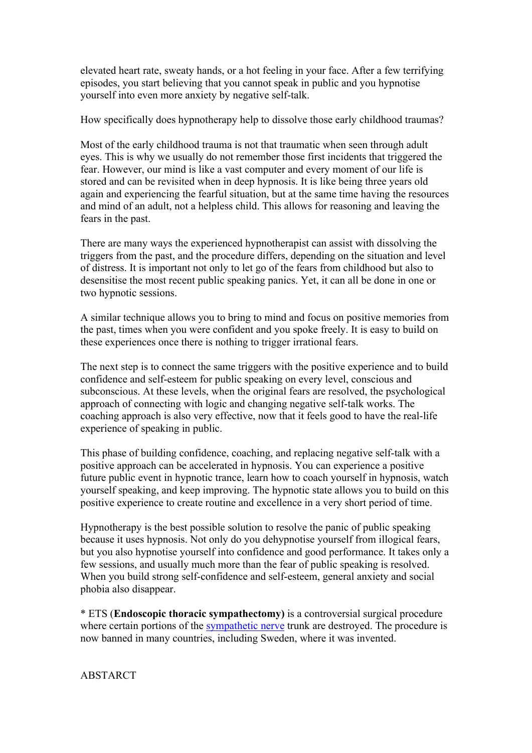elevated heart rate, sweaty hands, or a hot feeling in your face. After a few terrifying episodes, you start believing that you cannot speak in public and you hypnotise yourself into even more anxiety by negative self-talk.

How specifically does hypnotherapy help to dissolve those early childhood traumas?

Most of the early childhood trauma is not that traumatic when seen through adult eyes. This is why we usually do not remember those first incidents that triggered the fear. However, our mind is like a vast computer and every moment of our life is stored and can be revisited when in deep hypnosis. It is like being three years old again and experiencing the fearful situation, but at the same time having the resources and mind of an adult, not a helpless child. This allows for reasoning and leaving the fears in the past.

There are many ways the experienced hypnotherapist can assist with dissolving the triggers from the past, and the procedure differs, depending on the situation and level of distress. It is important not only to let go of the fears from childhood but also to desensitise the most recent public speaking panics. Yet, it can all be done in one or two hypnotic sessions.

A similar technique allows you to bring to mind and focus on positive memories from the past, times when you were confident and you spoke freely. It is easy to build on these experiences once there is nothing to trigger irrational fears.

The next step is to connect the same triggers with the positive experience and to build confidence and self-esteem for public speaking on every level, conscious and subconscious. At these levels, when the original fears are resolved, the psychological approach of connecting with logic and changing negative self-talk works. The coaching approach is also very effective, now that it feels good to have the real-life experience of speaking in public.

This phase of building confidence, coaching, and replacing negative self-talk with a positive approach can be accelerated in hypnosis. You can experience a positive future public event in hypnotic trance, learn how to coach yourself in hypnosis, watch yourself speaking, and keep improving. The hypnotic state allows you to build on this positive experience to create routine and excellence in a very short period of time.

Hypnotherapy is the best possible solution to resolve the panic of public speaking because it uses hypnosis. Not only do you dehypnotise yourself from illogical fears, but you also hypnotise yourself into confidence and good performance. It takes only a few sessions, and usually much more than the fear of public speaking is resolved. When you build strong self-confidence and self-esteem, general anxiety and social phobia also disappear.

* ETS (**Endoscopic thoracic sympathectomy)** is a controversial surgical procedure where certain portions of the sympathetic nerve trunk are destroyed. The procedure is now banned in many countries, including Sweden, where it was invented.

ABSTARCT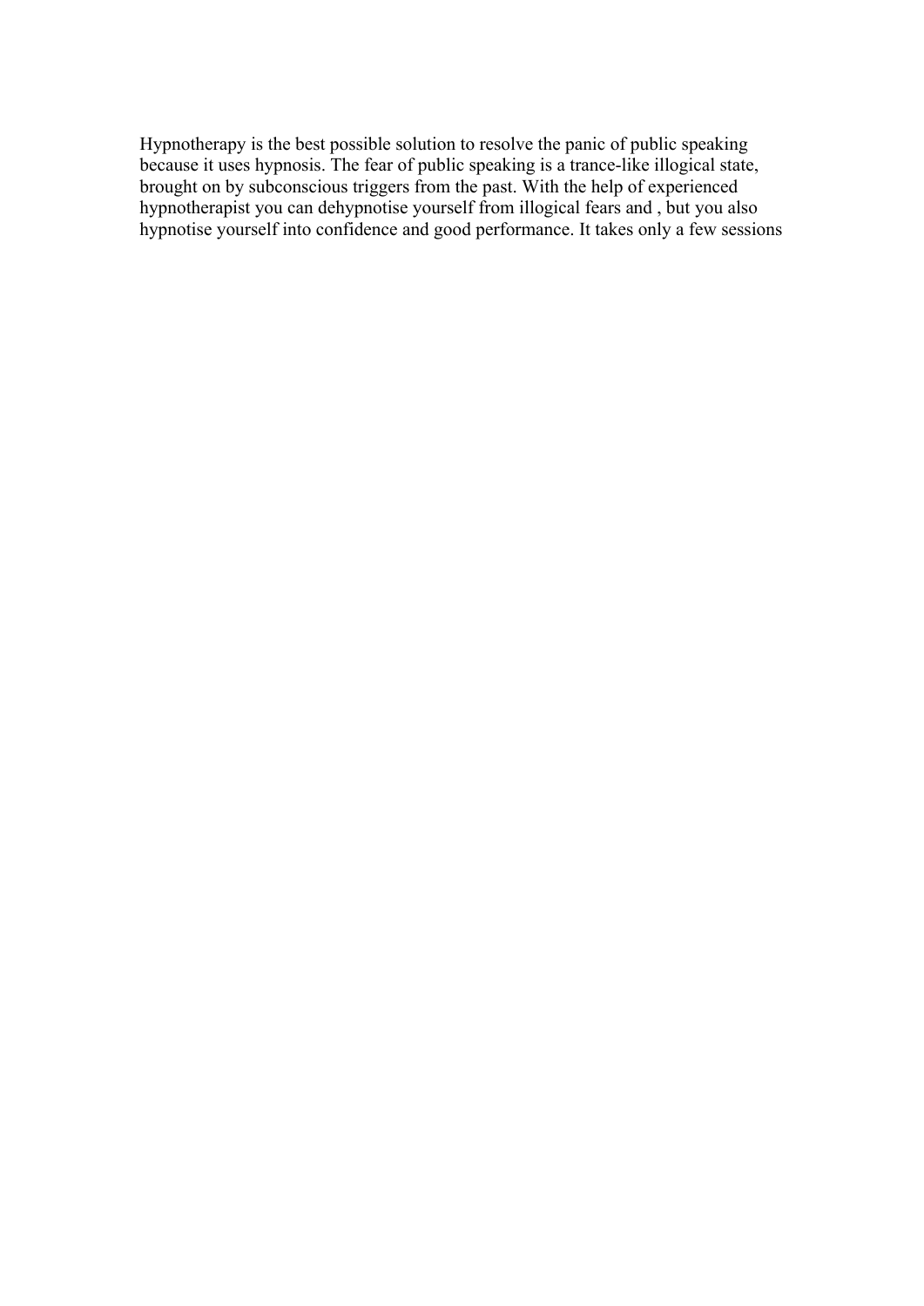Hypnotherapy is the best possible solution to resolve the panic of public speaking because it uses hypnosis. The fear of public speaking is a trance-like illogical state, brought on by subconscious triggers from the past. With the help of experienced hypnotherapist you can dehypnotise yourself from illogical fears and , but you also hypnotise yourself into confidence and good performance. It takes only a few sessions